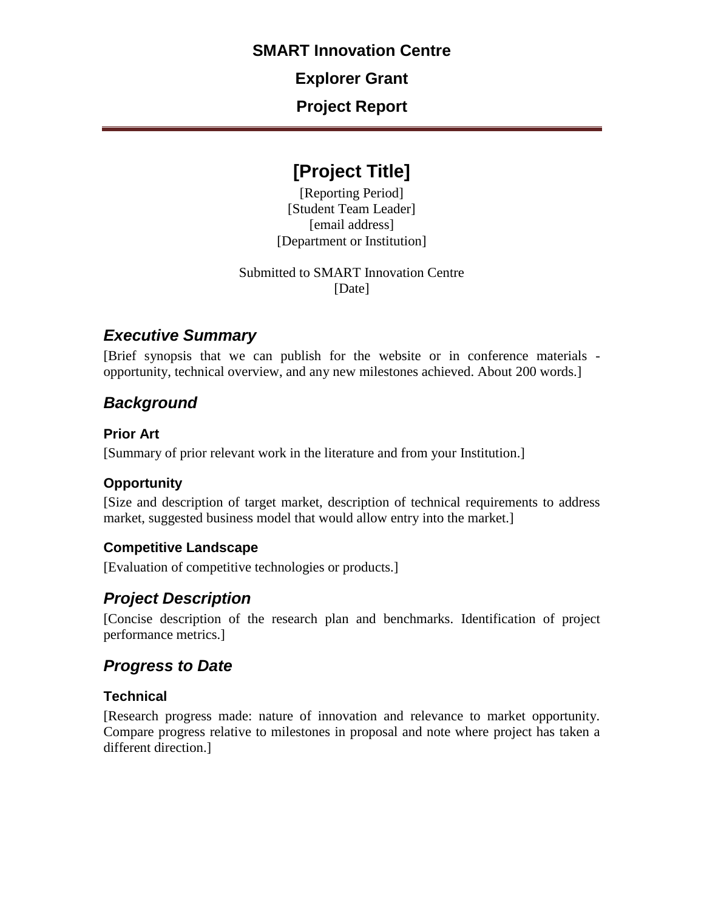**SMART Innovation Centre**

**Explorer Grant**

**Project Report**

---

# [Project Title]

[Reporting Period]
[Student Team Leader]
[email address]
[Department or Institution]

Submitted to SMART Innovation Centre
[Date]

## *Executive Summary*

[Brief synopsis that we can publish for the website or in conference materials - opportunity, technical overview, and any new milestones achieved. About 200 words.]

## *Background*

### Prior Art

[Summary of prior relevant work in the literature and from your Institution.]

### Opportunity

[Size and description of target market, description of technical requirements to address market, suggested business model that would allow entry into the market.]

### Competitive Landscape

[Evaluation of competitive technologies or products.]

## *Project Description*

[Concise description of the research plan and benchmarks. Identification of project performance metrics.]

## *Progress to Date*

### Technical

[Research progress made: nature of innovation and relevance to market opportunity. Compare progress relative to milestones in proposal and note where project has taken a different direction.]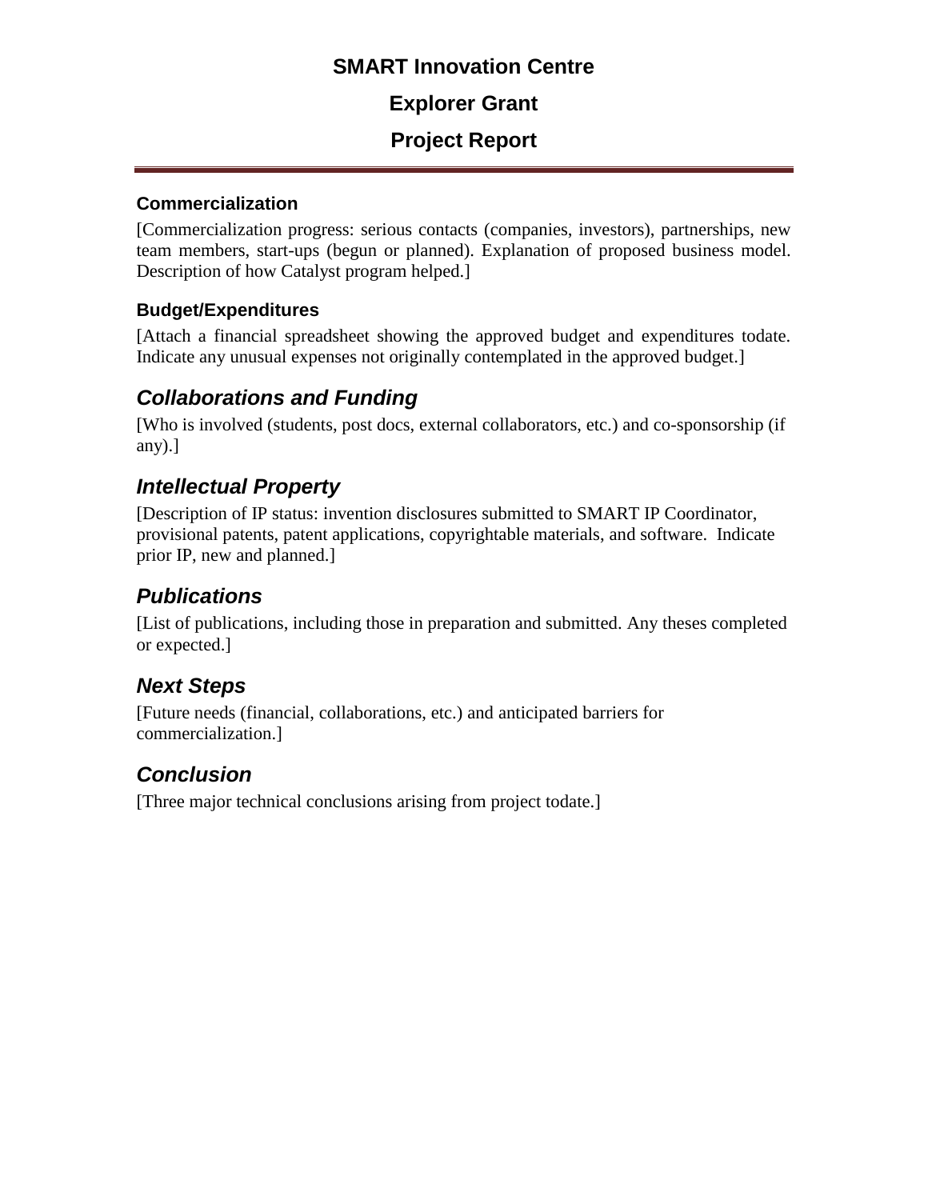# SMART Innovation Centre

# Explorer Grant

# Project Report

---

### Commercialization

[Commercialization progress: serious contacts (companies, investors), partnerships, new team members, start-ups (begun or planned). Explanation of proposed business model. Description of how Catalyst program helped.]

### Budget/Expenditures

[Attach a financial spreadsheet showing the approved budget and expenditures todate. Indicate any unusual expenses not originally contemplated in the approved budget.]

## *Collaborations and Funding*

[Who is involved (students, post docs, external collaborators, etc.) and co-sponsorship (if any).]

## *Intellectual Property*

[Description of IP status: invention disclosures submitted to SMART IP Coordinator, provisional patents, patent applications, copyrightable materials, and software. Indicate prior IP, new and planned.]

## *Publications*

[List of publications, including those in preparation and submitted. Any theses completed or expected.]

## *Next Steps*

[Future needs (financial, collaborations, etc.) and anticipated barriers for commercialization.]

## *Conclusion*

[Three major technical conclusions arising from project todate.]